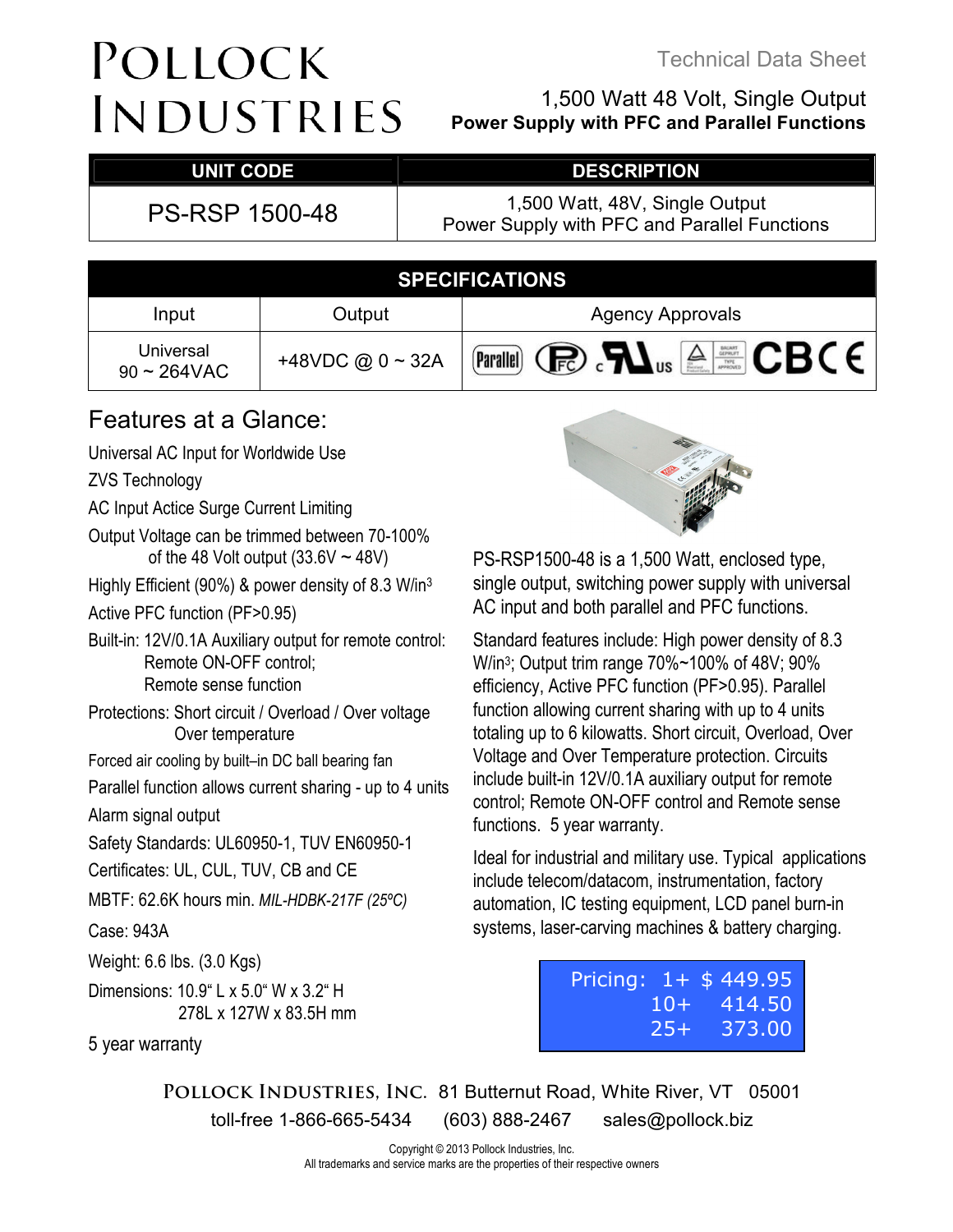# POLLOCK INDUSTRIES

Technical Data Sheet

1,500 Watt 48 Volt, Single Output
**Power Supply with PFC and Parallel Functions**

| UNIT CODE | DESCRIPTION |
|---|---|
| PS-RSP 1500-48 | 1,500 Watt, 48V, Single Output Power Supply with PFC and Parallel Functions |

| SPECIFICATIONS | | |
|---|---|---|
| Input | Output | Agency Approvals |
| Universal 90 ~ 264VAC | +48VDC @ 0 ~ 32A | Parallel, PFC, cULus, TUV Bauart, CB, CE |

## Features at a Glance:

Universal AC Input for Worldwide Use

ZVS Technology

AC Input Actice Surge Current Limiting

Output Voltage can be trimmed between 70-100% of the 48 Volt output (33.6V ~ 48V)

Highly Efficient (90%) & power density of 8.3 W/in$^3$

Active PFC function (PF>0.95)

Built-in: 12V/0.1A Auxiliary output for remote control:
Remote ON-OFF control;
Remote sense function

Protections: Short circuit / Overload / Over voltage
Over temperature

Forced air cooling by built–in DC ball bearing fan

Parallel function allows current sharing - up to 4 units

Alarm signal output

Safety Standards: UL60950-1, TUV EN60950-1

Certificates: UL, CUL, TUV, CB and CE

MBTF: 62.6K hours min. *MIL-HDBK-217F (25ºC)*

Case: 943A

Weight: 6.6 lbs. (3.0 Kgs)

Dimensions: 10.9" L x 5.0" W x 3.2" H
278L x 127W x 83.5H mm

5 year warranty

PS-RSP1500-48 is a 1,500 Watt, enclosed type, single output, switching power supply with universal AC input and both parallel and PFC functions.

Standard features include: High power density of 8.3 W/in$^3$; Output trim range 70%~100% of 48V; 90% efficiency, Active PFC function (PF>0.95). Parallel function allowing current sharing with up to 4 units totaling up to 6 kilowatts. Short circuit, Overload, Over Voltage and Over Temperature protection. Circuits include built-in 12V/0.1A auxiliary output for remote control; Remote ON-OFF control and Remote sense functions. 5 year warranty.

Ideal for industrial and military use. Typical applications include telecom/datacom, instrumentation, factory automation, IC testing equipment, LCD panel burn-in systems, laser-carving machines & battery charging.

| Pricing: | |
|---|---|
| 1+ | $ 449.95 |
| 10+ | 414.50 |
| 25+ | 373.00 |

**POLLOCK INDUSTRIES, INC.** 81 Butternut Road, White River, VT 05001
toll-free 1-866-665-5434 (603) 888-2467 sales@pollock.biz

Copyright © 2013 Pollock Industries, Inc.
All trademarks and service marks are the properties of their respective owners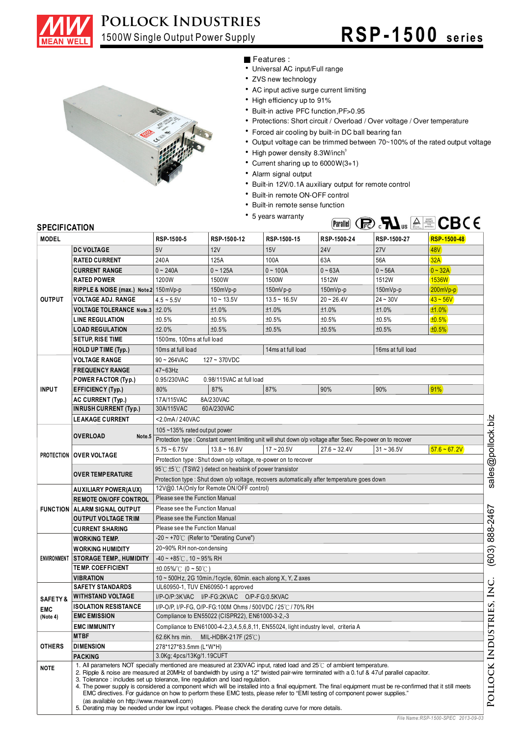# POLLOCK INDUSTRIES

## 1500W Single Output Power Supply

# RSP-1500 series

■ Features :

- Universal AC input/Full range
- ZVS new technology
- AC input active surge current limiting
- High efficiency up to 91%
- Built-in active PFC function,PF>0.95
- Protections: Short circuit / Overload / Over voltage / Over temperature
- Forced air cooling by built-in DC ball bearing fan
- Output voltage can be trimmed between 70~100% of the rated output voltage
- High power density 8.3W/inch³
- Current sharing up to 6000W(3+1)
- Alarm signal output
- Built-in 12V/0.1A auxiliary output for remote control
- Built-in remote ON-OFF control
- Built-in remote sense function
- 5 years warranty

## SPECIFICATION

| MODEL | | RSP-1500-5 | RSP-1500-12 | RSP-1500-15 | RSP-1500-24 | RSP-1500-27 | RSP-1500-48 |
|---|---|---|---|---|---|---|---|
| OUTPUT | DC VOLTAGE | 5V | 12V | 15V | 24V | 27V | 48V |
| | RATED CURRENT | 240A | 125A | 100A | 63A | 56A | 32A |
| | CURRENT RANGE | 0 ~ 240A | 0 ~ 125A | 0 ~ 100A | 0 ~ 63A | 0 ~ 56A | 0 ~ 32A |
| | RATED POWER | 1200W | 1500W | 1500W | 1512W | 1512W | 1536W |
| | RIPPLE & NOISE (max.) Note.2 | 150mVp-p | 150mVp-p | 150mVp-p | 150mVp-p | 150mVp-p | 200mVp-p |
| | VOLTAGE ADJ. RANGE | 4.5 ~ 5.5V | 10 ~ 13.5V | 13.5 ~ 16.5V | 20 ~ 26.4V | 24 ~ 30V | 43 ~ 56V |
| | VOLTAGE TOLERANCE Note.3 | ±2.0% | ±1.0% | ±1.0% | ±1.0% | ±1.0% | ±1.0% |
| | LINE REGULATION | ±0.5% | ±0.5% | ±0.5% | ±0.5% | ±0.5% | ±0.5% |
| | LOAD REGULATION | ±2.0% | ±0.5% | ±0.5% | ±0.5% | ±0.5% | ±0.5% |
| | SETUP, RISE TIME | 1500ms, 100ms at full load | | | | | |
| | HOLD UP TIME (Typ.) | 10ms at full load | | 14ms at full load | | 16ms at full load | |
| INPUT | VOLTAGE RANGE | 90 ~ 264VAC 127 ~ 370VDC | | | | | |
| | FREQUENCY RANGE | 47~63Hz | | | | | |
| | POWER FACTOR (Typ.) | 0.95/230VAC 0.98/115VAC at full load | | | | | |
| | EFFICIENCY (Typ.) | 80% | 87% | 87% | 90% | 90% | 91% |
| | AC CURRENT (Typ.) | 17A/115VAC 8A/230VAC | | | | | |
| | INRUSH CURRENT (Typ.) | 30A/115VAC 60A/230VAC | | | | | |
| | LEAKAGE CURRENT | <2.0mA / 240VAC | | | | | |
| PROTECTION | OVERLOAD Note.5 | 105 ~135% rated output power | | | | | |
| | | Protection type : Constant current limiting unit will shut down o/p voltage after 5sec. Re-power on to recover | | | | | |
| | OVER VOLTAGE | 5.75 ~ 6.75V | 13.8 ~ 16.8V | 17 ~ 20.5V | 27.6 ~ 32.4V | 31 ~ 36.5V | 57.6 ~ 67.2V |
| | | Protection type : Shut down o/p voltage, re-power on to recover | | | | | |
| | OVER TEMPERATURE | 95℃ ±5℃ (TSW2) detect on heatsink of power transistor | | | | | |
| | | Protection type : Shut down o/p voltage, recovers automatically after temperature goes down | | | | | |
| FUNCTION | AUXILIARY POWER(AUX) | 12V@0.1A(Only for Remote ON/OFF control) | | | | | |
| | REMOTE ON/OFF CONTROL | Please see the Function Manual | | | | | |
| | ALARM SIGNAL OUTPUT | Please see the Function Manual | | | | | |
| | OUTPUT VOLTAGE TRIM | Please see the Function Manual | | | | | |
| | CURRENT SHARING | Please see the Function Manual | | | | | |
| ENVIRONMENT | WORKING TEMP. | -20 ~ +70℃ (Refer to "Derating Curve") | | | | | |
| | WORKING HUMIDITY | 20~90% RH non-condensing | | | | | |
| | STORAGE TEMP., HUMIDITY | -40 ~ +85℃, 10 ~ 95% RH | | | | | |
| | TEMP. COEFFICIENT | ±0.05%/℃ (0 ~ 50℃) | | | | | |
| | VIBRATION | 10 ~ 500Hz, 2G 10min./1cycle, 60min. each along X, Y, Z axes | | | | | |
| SAFETY & EMC (Note 4) | SAFETY STANDARDS | UL60950-1, TUV EN60950-1 approved | | | | | |
| | WITHSTAND VOLTAGE | I/P-O/P:3KVAC I/P-FG:2KVAC O/P-FG:0.5KVAC | | | | | |
| | ISOLATION RESISTANCE | I/P-O/P, I/P-FG, O/P-FG:100M Ohms / 500VDC / 25℃ / 70% RH | | | | | |
| | EMC EMISSION | Compliance to EN55022 (CISPR22), EN61000-3-2,-3 | | | | | |
| | EMC IMMUNITY | Compliance to EN61000-4-2,3,4,5,6,8,11, EN55024, light industry level, criteria A | | | | | |
| OTHERS | MTBF | 62.6K hrs min. MIL-HDBK-217F (25℃) | | | | | |
| | DIMENSION | 278*127*83.5mm (L*W*H) | | | | | |
| | PACKING | 3.0Kg; 4pcs/13Kg/1.19CUFT | | | | | |

**NOTE**

1. All parameters NOT specially mentioned are measured at 230VAC input, rated load and 25℃ of ambient temperature.
2. Ripple & noise are measured at 20MHz of bandwidth by using a 12" twisted pair-wire terminated with a 0.1uf & 47uf parallel capacitor.
3. Tolerance : includes set up tolerance, line regulation and load regulation.
4. The power supply is considered a component which will be installed into a final equipment. The final equipment must be re-confirmed that it still meets EMC directives. For guidance on how to perform these EMC tests, please refer to "EMI testing of component power supplies." (as available on http://www.meanwell.com)
5. Derating may be needed under low input voltages. Please check the derating curve for more details.

File Name:RSP-1500-SPEC 2013-09-03

POLLOCK INDUSTRIES, INC. (603) 888-2467 sales@pollock.biz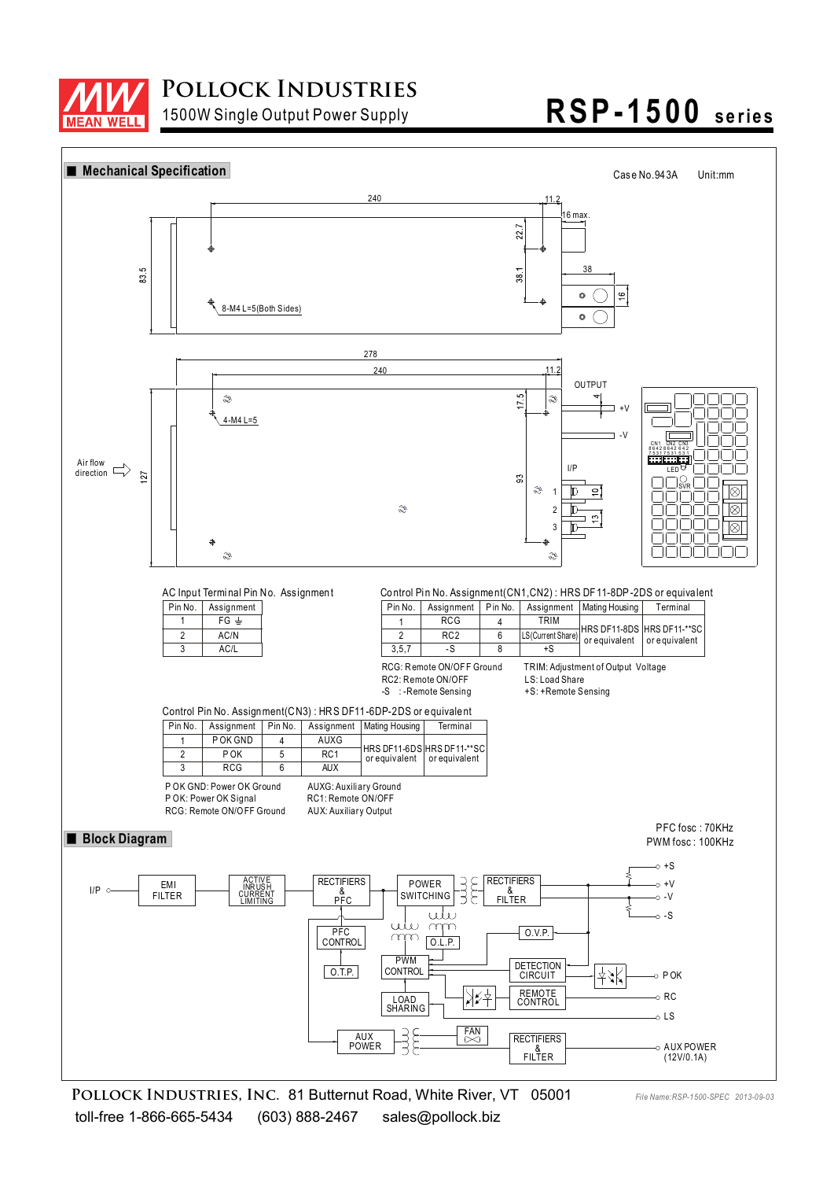## ■ Mechanical Specification

Case No.943A    Unit:mm

AC Input Terminal Pin No. Assignment

| Pin No. | Assignment |
|---|---|
| 1 | FG ⏚ |
| 2 | AC/N |
| 3 | AC/L |

Control Pin No. Assignment(CN1,CN2) : HRS DF11-8DP-2DS or equivalent

| Pin No. | Assignment | Pin No. | Assignment | Mating Housing | Terminal |
|---|---|---|---|---|---|
| 1 | RCG | 4 | TRIM | HRS DF11-8DS or equivalent | HRS DF11-**SC or equivalent |
| 2 | RC2 | 6 | LS(Current Share) | | |
| 3,5,7 | -S | 8 | +S | | |

RCG: Remote ON/OFF Ground
RC2: Remote ON/OFF
-S : -Remote Sensing
TRIM: Adjustment of Output Voltage
LS: Load Share
+S: +Remote Sensing

Control Pin No. Assignment(CN3) : HRS DF11-6DP-2DS or equivalent

| Pin No. | Assignment | Pin No. | Assignment | Mating Housing | Terminal |
|---|---|---|---|---|---|
| 1 | P OK GND | 4 | AUXG | HRS DF11-6DS or equivalent | HRS DF11-**SC or equivalent |
| 2 | P OK | 5 | RC1 | | |
| 3 | RCG | 6 | AUX | | |

P OK GND: Power OK Ground
P OK: Power OK Signal
RCG: Remote ON/OFF Ground
AUXG: Auxiliary Ground
RC1: Remote ON/OFF
AUX: Auxiliary Output

## ■ Block Diagram

PFC fosc : 70KHz
PWM fosc : 100KHz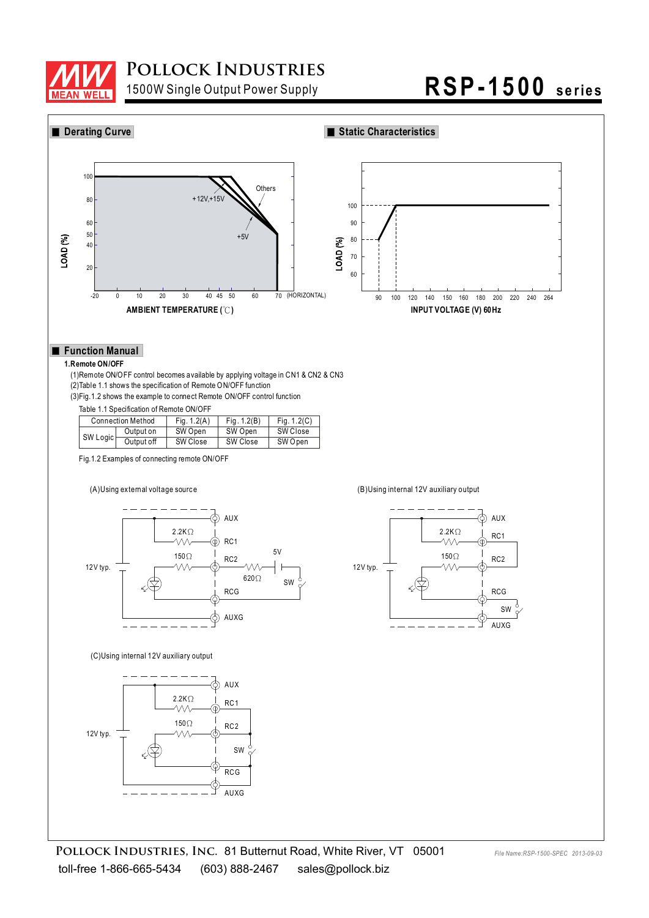# POLLOCK INDUSTRIES

1500W Single Output Power Supply

# RSP-1500 series

## ■ Derating Curve

LOAD (%)

100, 80, 60, 50, 40, 20

-20, 0, 10, 20, 30, 40, 45, 50, 60, 70 (HORIZONTAL)

+12V,+15V

Others

+5V

AMBIENT TEMPERATURE (℃)

## ■ Static Characteristics

LOAD (%)

100, 90, 80, 70, 60

90, 100, 120, 140, 150, 160, 180, 200, 220, 240, 264

INPUT VOLTAGE (V) 60Hz

## ■ Function Manual

**1.Remote ON/OFF**

(1)Remote ON/OFF control becomes available by applying voltage in CN1 & CN2 & CN3

(2)Table 1.1 shows the specification of Remote ON/OFF function

(3)Fig.1.2 shows the example to connect Remote ON/OFF control function

Table 1.1 Specification of Remote ON/OFF

| Connection Method | | Fig. 1.2(A) | Fig. 1.2(B) | Fig. 1.2(C) |
|---|---|---|---|---|
| SW Logic | Output on | SW Open | SW Open | SW Close |
| | Output off | SW Close | SW Close | SW Open |

Fig.1.2 Examples of connecting remote ON/OFF

(A)Using external voltage source

AUX, 2.2KΩ, RC1, 150Ω, RC2, 5V, 620Ω, SW, 12V typ., RCG, AUXG

(B)Using internal 12V auxiliary output

AUX, 2.2KΩ, RC1, 150Ω, RC2, 12V typ., RCG, SW, AUXG

(C)Using internal 12V auxiliary output

AUX, 2.2KΩ, RC1, 150Ω, RC2, 12V typ., SW, RCG, AUXG

POLLOCK INDUSTRIES, INC. 81 Butternut Road, White River, VT 05001

toll-free 1-866-665-5434 (603) 888-2467 sales@pollock.biz

File Name:RSP-1500-SPEC 2013-09-03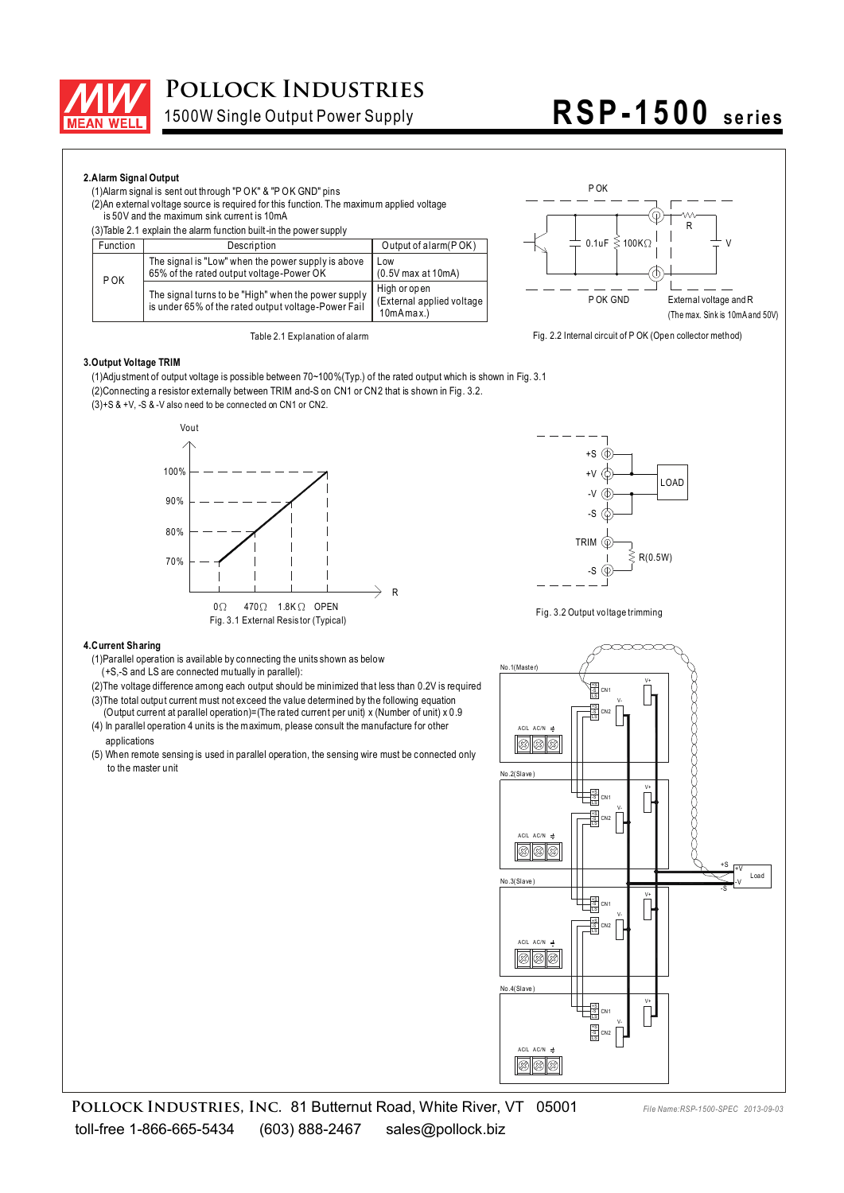## 2.Alarm Signal Output

(1)Alarm signal is sent out through "P OK" & "P OK GND" pins
(2)An external voltage source is required for this function. The maximum applied voltage is 50V and the maximum sink current is 10mA
(3)Table 2.1 explain the alarm function built-in the power supply

| Function | Description | Output of alarm(P OK) |
|---|---|---|
| P OK | The signal is "Low" when the power supply is above 65% of the rated output voltage-Power OK | Low (0.5V max at 10mA) |
| | The signal turns to be "High" when the power supply is under 65% of the rated output voltage-Power Fail | High or open (External applied voltage 10mA max.) |

Table 2.1 Explanation of alarm

P OK
0.1uF
100KΩ
R
V
P OK GND
External voltage and R
(The max. Sink is 10mA and 50V)

Fig. 2.2 Internal circuit of P OK (Open collector method)

## 3.Output Voltage TRIM

(1)Adjustment of output voltage is possible between 70~100%(Typ.) of the rated output which is shown in Fig. 3.1
(2)Connecting a resistor externally between TRIM and-S on CN1 or CN2 that is shown in Fig. 3.2.
(3)+S & +V, -S & -V also need to be connected on CN1 or CN2.

Vout
100%
90%
80%
70%
R
0Ω
470Ω
1.8KΩ
OPEN

Fig. 3.1 External Resistor (Typical)

+S
+V
-V
-S
LOAD
TRIM
R(0.5W)
-S

Fig. 3.2 Output voltage trimming

## 4.Current Sharing

(1)Parallel operation is available by connecting the units shown as below (+S,-S and LS are connected mutually in parallel):
(2)The voltage difference among each output should be minimized that less than 0.2V is required
(3)The total output current must not exceed the value determined by the following equation (Output current at parallel operation)=(The rated current per unit) x (Number of unit) x 0.9
(4) In parallel operation 4 units is the maximum, please consult the manufacture for other applications
(5) When remote sensing is used in parallel operation, the sensing wire must be connected only to the master unit

No.1(Master)
No.2(Slave)
No.3(Slave)
No.4(Slave)
CN1
CN2
V+
V-
ACL ACN
+S
+V
-V
-S
Load